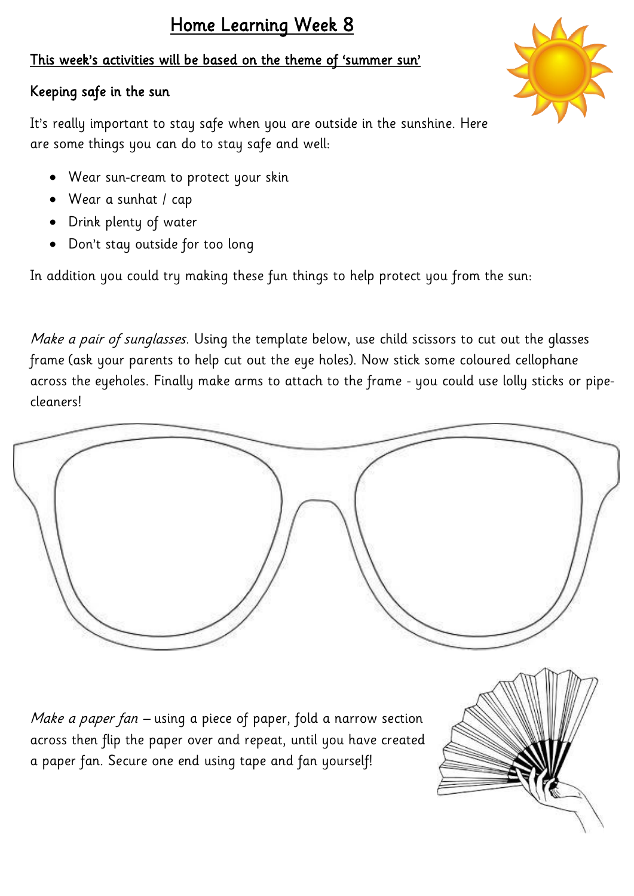# Home Learning Week 8

**This week's activities will be based on the theme of 'summer sun'**

## Keeping safe in the sun

It's really important to stay safe when you are outside in the sunshine. Here are some things you can do to stay safe and well:

- Wear sun-cream to protect your skin
- Wear a sunhat / cap
- Drink plenty of water
- Don't stay outside for too long

In addition you could try making these fun things to help protect you from the sun:

*Make a pair of sunglasses*. Using the template below, use child scissors to cut out the glasses frame (ask your parents to help cut out the eye holes). Now stick some coloured cellophane across the eyeholes. Finally make arms to attach to the frame - you could use lolly sticks or pipe-cleaners!

*Make a paper fan* – using a piece of paper, fold a narrow section across then flip the paper over and repeat, until you have created a paper fan. Secure one end using tape and fan yourself!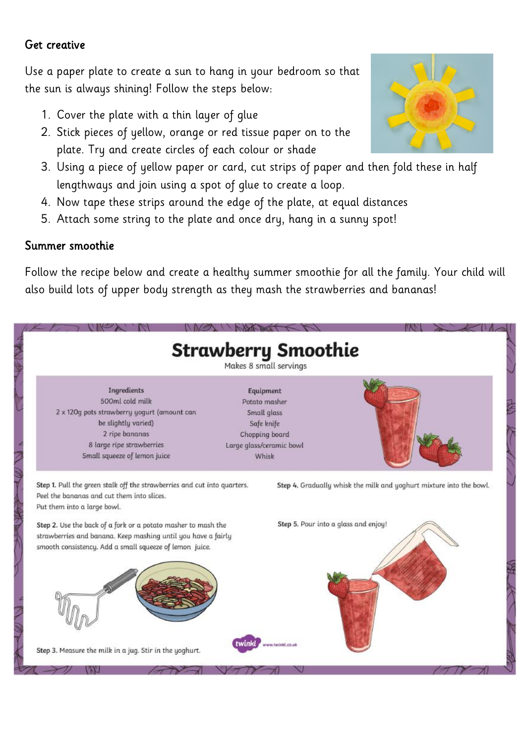## Get creative

Use a paper plate to create a sun to hang in your bedroom so that the sun is always shining! Follow the steps below:

1. Cover the plate with a thin layer of glue
2. Stick pieces of yellow, orange or red tissue paper on to the plate. Try and create circles of each colour or shade
3. Using a piece of yellow paper or card, cut strips of paper and then fold these in half lengthways and join using a spot of glue to create a loop.
4. Now tape these strips around the edge of the plate, at equal distances
5. Attach some string to the plate and once dry, hang in a sunny spot!

## Summer smoothie

Follow the recipe below and create a healthy summer smoothie for all the family. Your child will also build lots of upper body strength as they mash the strawberries and bananas!

# Strawberry Smoothie

Makes 8 small servings

**Ingredients**

500ml cold milk
2 x 120g pots strawberry yogurt (amount can be slightly varied)
2 ripe bananas
8 large ripe strawberries
Small squeeze of lemon juice

**Equipment**

Potato masher
Small glass
Safe knife
Chopping board
Large glass/ceramic bowl
Whisk

**Step 1.** Pull the green stalk off the strawberries and cut into quarters. Peel the bananas and cut them into slices. Put them into a large bowl.

**Step 2.** Use the back of a fork or a potato masher to mash the strawberries and banana. Keep mashing until you have a fairly smooth consistency. Add a small squeeze of lemon juice.

**Step 3.** Measure the milk in a jug. Stir in the yoghurt.

**Step 4.** Gradually whisk the milk and yoghurt mixture into the bowl.

**Step 5.** Pour into a glass and enjoy!

twinkl www.twinkl.co.uk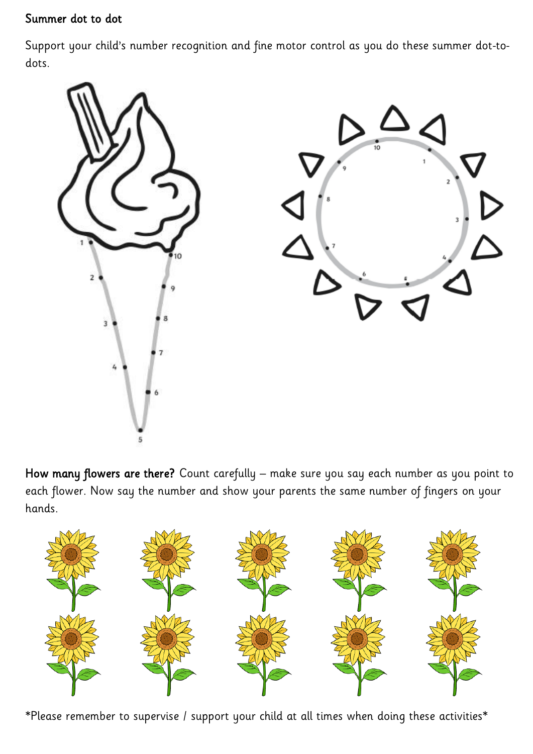**Summer dot to dot**

Support your child's number recognition and fine motor control as you do these summer dot-to-dots.

**How many flowers are there?** Count carefully – make sure you say each number as you point to each flower. Now say the number and show your parents the same number of fingers on your hands.

*Please remember to supervise / support your child at all times when doing these activities*